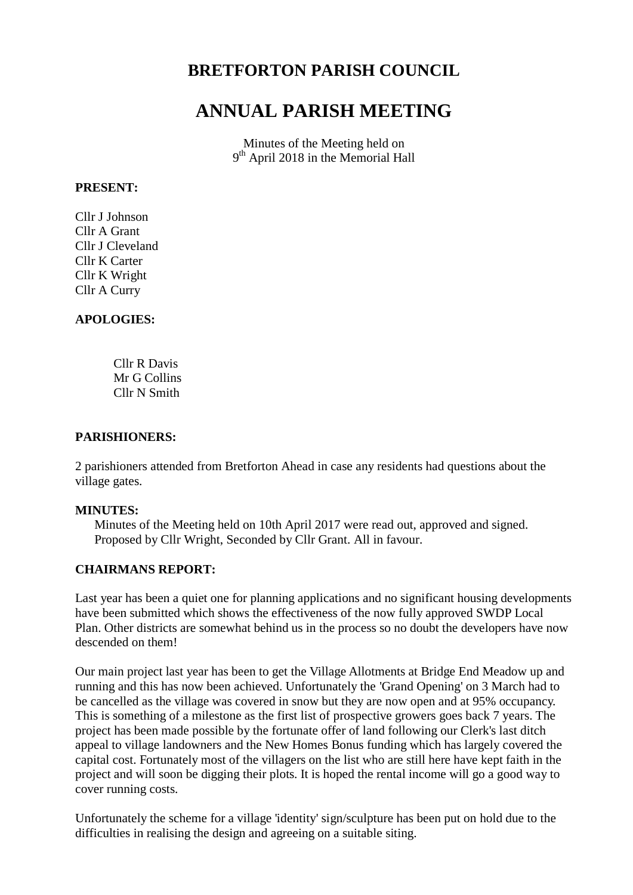# BRETFORTON PARISH COUNCIL

# ANNUAL PARISH MEETING

Minutes of the Meeting held on
9th April 2018 in the Memorial Hall

**PRESENT:**

Cllr J Johnson
Cllr A Grant
Cllr J Cleveland
Cllr K Carter
Cllr K Wright
Cllr A Curry

**APOLOGIES:**

Cllr R Davis
Mr G Collins
Cllr N Smith

**PARISHIONERS:**

2 parishioners attended from Bretforton Ahead in case any residents had questions about the village gates.

**MINUTES:**

Minutes of the Meeting held on 10th April 2017 were read out, approved and signed. Proposed by Cllr Wright, Seconded by Cllr Grant. All in favour.

**CHAIRMANS REPORT:**

Last year has been a quiet one for planning applications and no significant housing developments have been submitted which shows the effectiveness of the now fully approved SWDP Local Plan. Other districts are somewhat behind us in the process so no doubt the developers have now descended on them!

Our main project last year has been to get the Village Allotments at Bridge End Meadow up and running and this has now been achieved. Unfortunately the 'Grand Opening' on 3 March had to be cancelled as the village was covered in snow but they are now open and at 95% occupancy. This is something of a milestone as the first list of prospective growers goes back 7 years. The project has been made possible by the fortunate offer of land following our Clerk's last ditch appeal to village landowners and the New Homes Bonus funding which has largely covered the capital cost. Fortunately most of the villagers on the list who are still here have kept faith in the project and will soon be digging their plots. It is hoped the rental income will go a good way to cover running costs.

Unfortunately the scheme for a village 'identity' sign/sculpture has been put on hold due to the difficulties in realising the design and agreeing on a suitable siting.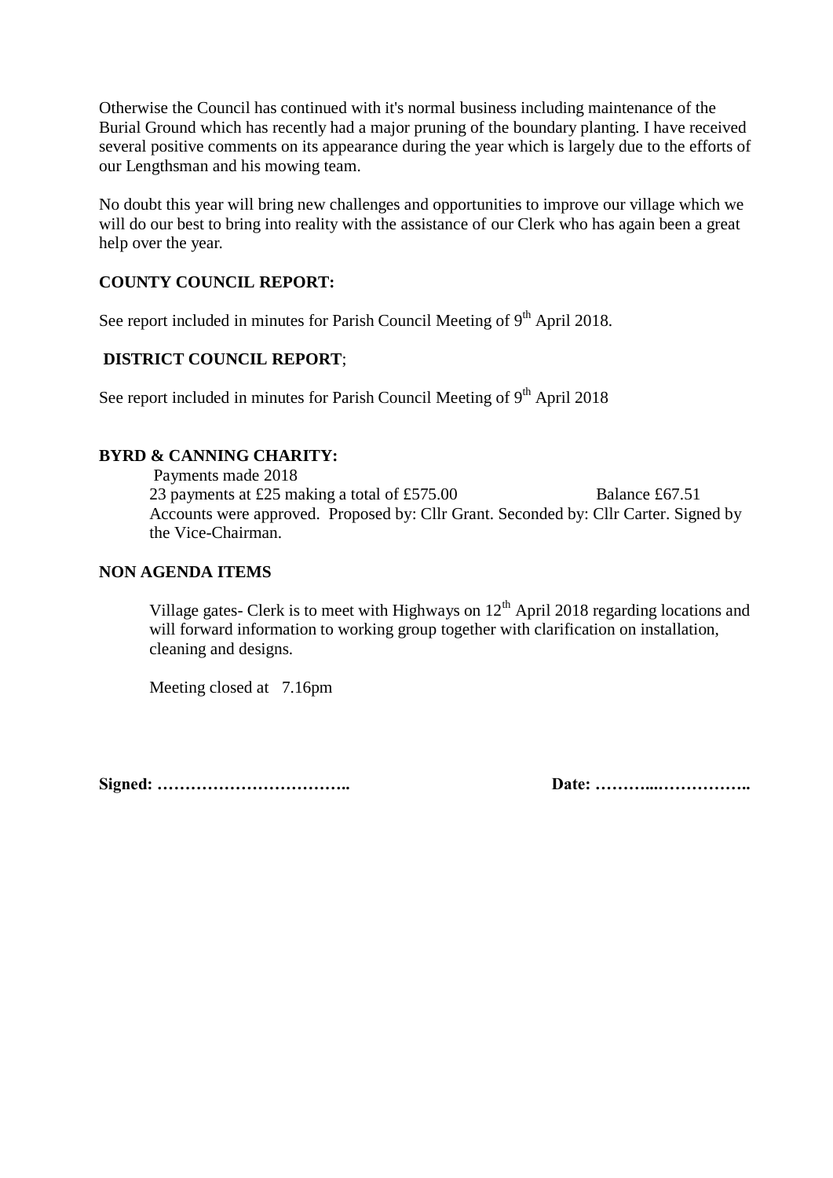Otherwise the Council has continued with it's normal business including maintenance of the Burial Ground which has recently had a major pruning of the boundary planting. I have received several positive comments on its appearance during the year which is largely due to the efforts of our Lengthsman and his mowing team.

No doubt this year will bring new challenges and opportunities to improve our village which we will do our best to bring into reality with the assistance of our Clerk who has again been a great help over the year.

**COUNTY COUNCIL REPORT:**

See report included in minutes for Parish Council Meeting of 9th April 2018.

**DISTRICT COUNCIL REPORT**;

See report included in minutes for Parish Council Meeting of 9th April 2018

**BYRD & CANNING CHARITY:**

Payments made 2018
23 payments at £25 making a total of £575.00 Balance £67.51
Accounts were approved. Proposed by: Cllr Grant. Seconded by: Cllr Carter. Signed by the Vice-Chairman.

**NON AGENDA ITEMS**

Village gates- Clerk is to meet with Highways on 12th April 2018 regarding locations and will forward information to working group together with clarification on installation, cleaning and designs.

Meeting closed at 7.16pm

**Signed: ……………………………..** **Date: ………...……………..**